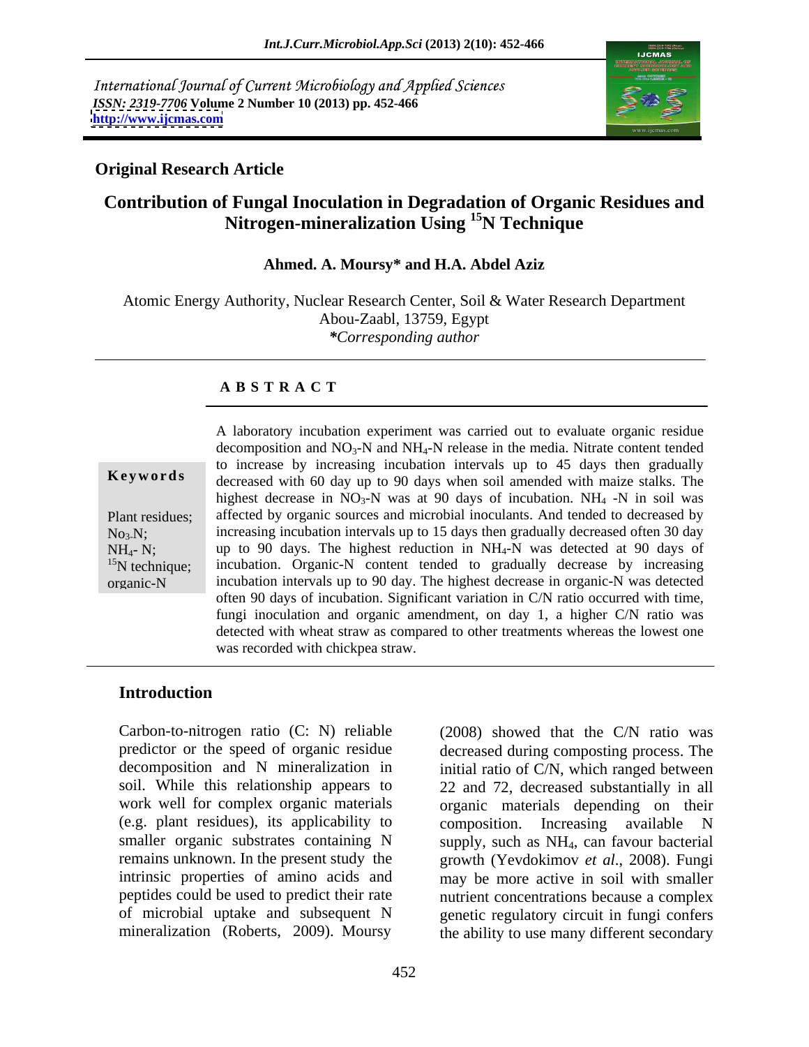International Journal of Current Microbiology and Applied Sciences
*ISSN: 2319-7706* **Volume 2 Number 10 (2013) pp. 452-466**
**http://www.ijcmas.com**

**Original Research Article**

# Contribution of Fungal Inoculation in Degradation of Organic Residues and Nitrogen-mineralization Using $^{15}N$ Technique

**Ahmed. A. Moursy\* and H.A. Abdel Aziz**

Atomic Energy Authority, Nuclear Research Center, Soil & Water Research Department
Abou-Zaabl, 13759, Egypt
*\*Corresponding author*

## A B S T R A C T

**Keywords**

Plant residues; $No_3$-N; $NH_4$- N; $^{15}N$ technique; organic-N

A laboratory incubation experiment was carried out to evaluate organic residue decomposition and $NO_3$-N and $NH_4$-N release in the media. Nitrate content tended to increase by increasing incubation intervals up to 45 days then gradually decreased with 60 day up to 90 days when soil amended with maize stalks. The highest decrease in $NO_3$-N was at 90 days of incubation. $NH_4$ -N in soil was affected by organic sources and microbial inoculants. And tended to decreased by increasing incubation intervals up to 15 days then gradually decreased often 30 day up to 90 days. The highest reduction in $NH_4$-N was detected at 90 days of incubation. Organic-N content tended to gradually decrease by increasing incubation intervals up to 90 day. The highest decrease in organic-N was detected often 90 days of incubation. Significant variation in C/N ratio occurred with time, fungi inoculation and organic amendment, on day 1, a higher C/N ratio was detected with wheat straw as compared to other treatments whereas the lowest one was recorded with chickpea straw.

## Introduction

Carbon-to-nitrogen ratio (C: N) reliable predictor or the speed of organic residue decomposition and N mineralization in soil. While this relationship appears to work well for complex organic materials (e.g. plant residues), its applicability to smaller organic substrates containing N remains unknown. In the present study the intrinsic properties of amino acids and peptides could be used to predict their rate of microbial uptake and subsequent N mineralization (Roberts, 2009). Moursy (2008) showed that the C/N ratio was decreased during composting process. The initial ratio of C/N, which ranged between 22 and 72, decreased substantially in all organic materials depending on their composition. Increasing available N supply, such as $NH_4$, can favour bacterial growth (Yevdokimov *et al*., 2008). Fungi may be more active in soil with smaller nutrient concentrations because a complex genetic regulatory circuit in fungi confers the ability to use many different secondary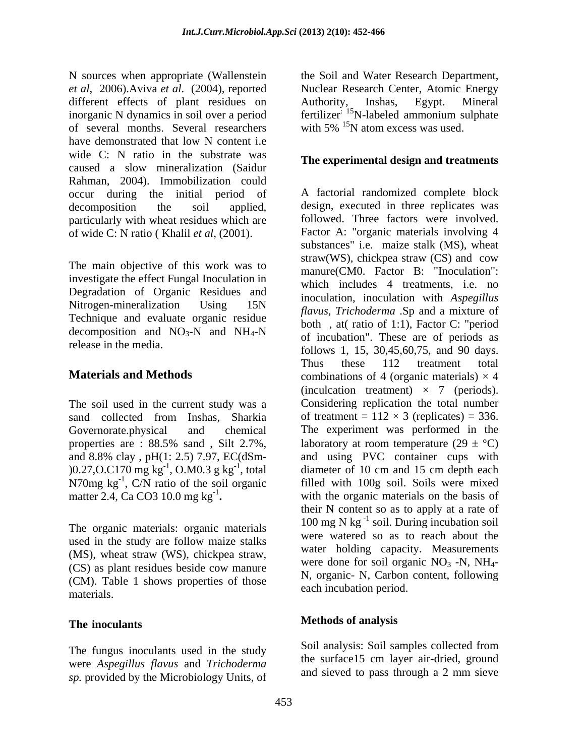N sources when appropriate (Wallenstein *et al*, 2006).Aviva *et al*. (2004), reported different effects of plant residues on inorganic N dynamics in soil over a period of several months. Several researchers have demonstrated that low N content i.e wide C: N ratio in the substrate was caused a slow mineralization (Saidur Rahman, 2004). Immobilization could occur during the initial period of decomposition the soil applied, particularly with wheat residues which are of wide C: N ratio ( Khalil *et al*, (2001).

The main objective of this work was to investigate the effect Fungal Inoculation in Degradation of Organic Residues and Nitrogen-mineralization Using 15N Technique and evaluate organic residue decomposition and $NO_3$-N and $NH_4$-N release in the media.

## Materials and Methods

The soil used in the current study was a sand collected from Inshas, Sharkia Governorate.physical and chemical properties are : 88.5% sand , Silt 2.7%, and 8.8% clay , pH(1: 2.5) 7.97, EC(dSm-)0.27,O.C170 mg $kg^{-1}$, O.M0.3 g $kg^{-1}$, total N70mg $kg^{-1}$, C/N ratio of the soil organic matter 2.4, Ca CO3 10.0 mg $kg^{-1}$**.**

The organic materials: organic materials used in the study are follow maize stalks (MS), wheat straw (WS), chickpea straw, (CS) as plant residues beside cow manure (CM). Table 1 shows properties of those materials.

### The inoculants

The fungus inoculants used in the study were *Aspergillus flavus* and *Trichoderma sp.* provided by the Microbiology Units, of the Soil and Water Research Department, Nuclear Research Center, Atomic Energy Authority, Inshas, Egypt. Mineral fertilizer: $^{15}$N-labeled ammonium sulphate with 5% $^{15}$N atom excess was used.

### The experimental design and treatments

A factorial randomized complete block design, executed in three replicates was followed. Three factors were involved. Factor A: "organic materials involving 4 substances" i.e. maize stalk (MS), wheat straw(WS), chickpea straw (CS) and cow manure(CM0. Factor B: "Inoculation": which includes 4 treatments, i.e. no inoculation, inoculation with *Aspergillus flavus*, *Trichoderma* .Sp and a mixture of both , at( ratio of 1:1), Factor C: "period of incubation". These are of periods as follows 1, 15, 30,45,60,75, and 90 days. Thus these 112 treatment total combinations of 4 (organic materials) × 4 (inculcation treatment) × 7 (periods). Considering replication the total number of treatment = 112 × 3 (replicates) = 336. The experiment was performed in the laboratory at room temperature (29 ± °C) and using PVC container cups with diameter of 10 cm and 15 cm depth each filled with 100g soil. Soils were mixed with the organic materials on the basis of their N content so as to apply at a rate of 100 mg N $kg^{-1}$ soil. During incubation soil were watered so as to reach about the water holding capacity. Measurements were done for soil organic $NO_3$ -N, $NH_4$-N, organic- N, Carbon content, following each incubation period.

### Methods of analysis

Soil analysis: Soil samples collected from the surface15 cm layer air-dried, ground and sieved to pass through a 2 mm sieve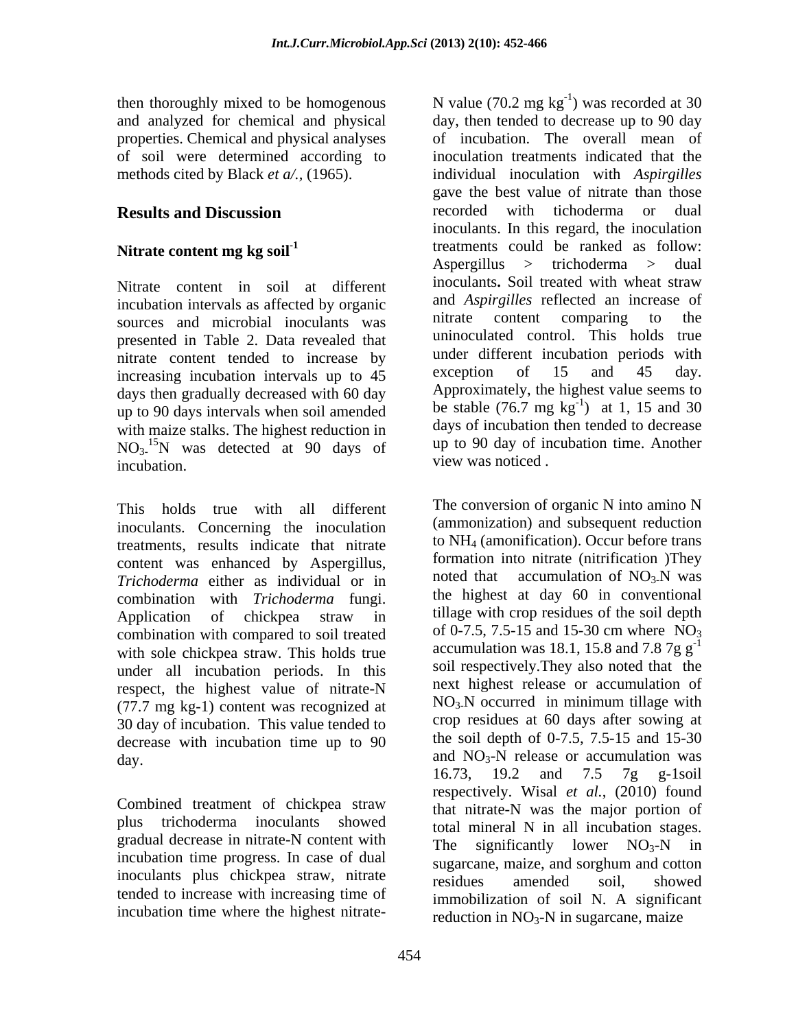then thoroughly mixed to be homogenous and analyzed for chemical and physical properties. Chemical and physical analyses of soil were determined according to methods cited by Black *et a/.*, (1965).

## Results and Discussion

### Nitrate content mg kg soil$^{-1}$

Nitrate content in soil at different incubation intervals as affected by organic sources and microbial inoculants was presented in Table 2. Data revealed that nitrate content tended to increase by increasing incubation intervals up to 45 days then gradually decreased with 60 day up to 90 days intervals when soil amended with maize stalks. The highest reduction in $NO_3$-$^{15}N$ was detected at 90 days of incubation.

This holds true with all different inoculants. Concerning the inoculation treatments, results indicate that nitrate content was enhanced by Aspergillus, *Trichoderma* either as individual or in combination with *Trichoderma* fungi. Application of chickpea straw in combination with compared to soil treated with sole chickpea straw. This holds true under all incubation periods. In this respect, the highest value of nitrate-N (77.7 mg kg-1) content was recognized at 30 day of incubation. This value tended to decrease with incubation time up to 90 day.

Combined treatment of chickpea straw plus trichoderma inoculants showed gradual decrease in nitrate-N content with incubation time progress. In case of dual inoculants plus chickpea straw, nitrate tended to increase with increasing time of incubation time where the highest nitrate-N value (70.2 mg kg$^{-1}$) was recorded at 30 day, then tended to decrease up to 90 day of incubation. The overall mean of inoculation treatments indicated that the individual inoculation with *Aspirgilles* gave the best value of nitrate than those recorded with tichoderma or dual inoculants. In this regard, the inoculation treatments could be ranked as follow: Aspergillus > trichoderma > dual inoculants**.** Soil treated with wheat straw and *Aspirgilles* reflected an increase of nitrate content comparing to the uninoculated control. This holds true under different incubation periods with exception of 15 and 45 day. Approximately, the highest value seems to be stable (76.7 mg kg$^{-1}$) at 1, 15 and 30 days of incubation then tended to decrease up to 90 day of incubation time. Another view was noticed .

The conversion of organic N into amino N (ammonization) and subsequent reduction to $NH_4$ (amonification). Occur before trans formation into nitrate (nitrification )They noted that accumulation of $NO_3$-N was the highest at day 60 in conventional tillage with crop residues of the soil depth of 0-7.5, 7.5-15 and 15-30 cm where $NO_3$ accumulation was 18.1, 15.8 and 7.8 7g g$^{-1}$ soil respectively.They also noted that the next highest release or accumulation of $NO_3$-N occurred in minimum tillage with crop residues at 60 days after sowing at the soil depth of 0-7.5, 7.5-15 and 15-30 and $NO_3$-N release or accumulation was 16.73, 19.2 and 7.5 7g g-1soil respectively. Wisal *et al.*, (2010) found that nitrate-N was the major portion of total mineral N in all incubation stages. The significantly lower $NO_3$-N in sugarcane, maize, and sorghum and cotton residues amended soil, showed immobilization of soil N. A significant reduction in $NO_3$-N in sugarcane, maize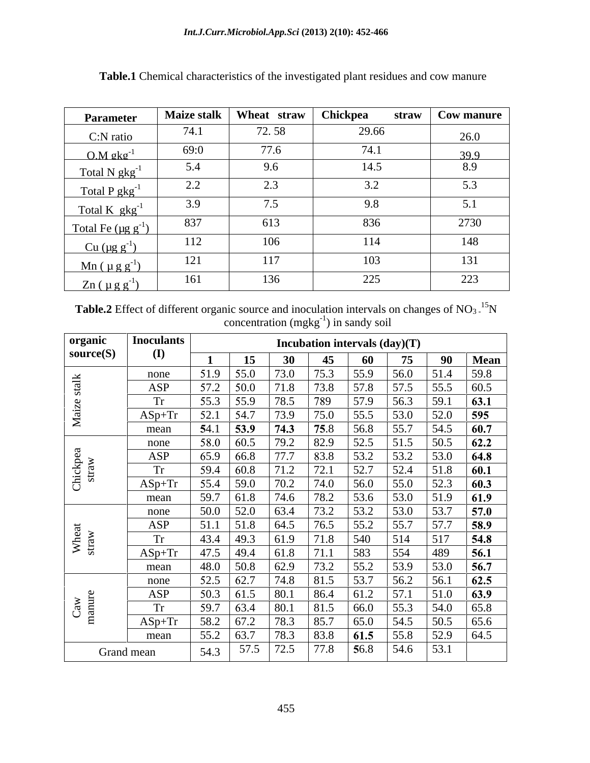**Table.1** Chemical characteristics of the investigated plant residues and cow manure

| Parameter | Maize stalk | Wheat straw | Chickpea straw | Cow manure |
|---|---|---|---|---|
| C:N ratio | 74.1 | 72. 58 | 29.66 | 26.0 |
| O.M $gkg^{-1}$ | 69:0 | 77.6 | 74.1 | 39.9 |
| Total N $gkg^{-1}$ | 5.4 | 9.6 | 14.5 | 8.9 |
| Total P $gkg^{-1}$ | 2.2 | 2.3 | 3.2 | 5.3 |
| Total K $gkg^{-1}$ | 3.9 | 7.5 | 9.8 | 5.1 |
| Total Fe ($\mu g\ g^{-1}$) | 837 | 613 | 836 | 2730 |
| Cu ($\mu g\ g^{-1}$) | 112 | 106 | 114 | 148 |
| Mn ($\mu g\ g^{-1}$) | 121 | 117 | 103 | 131 |
| Zn ($\mu g\ g^{-1}$) | 161 | 136 | 225 | 223 |

**Table.2** Effect of different organic source and inoculation intervals on changes of $NO_3$ -$^{15}N$ concentration ($mgkg^{-1}$) in sandy soil

| organic source(S) | Inoculants (I) | Incubation intervals (day)(T) | | | | | | | |
|---|---|---|---|---|---|---|---|---|---|
| | | 1 | 15 | 30 | 45 | 60 | 75 | 90 | Mean |
| Maize stalk | none | 51.9 | 55.0 | 73.0 | 75.3 | 55.9 | 56.0 | 51.4 | 59.8 |
| | ASP | 57.2 | 50.0 | 71.8 | 73.8 | 57.8 | 57.5 | 55.5 | 60.5 |
| | Tr | 55.3 | 55.9 | 78.5 | 789 | 57.9 | 56.3 | 59.1 | **63.1** |
| | ASp+Tr | 52.1 | 54.7 | 73.9 | 75.0 | 55.5 | 53.0 | 52.0 | **595** |
| | mean | **5**4.1 | **53.9** | **74.3** | **75**.8 | 56.8 | 55.7 | 54.5 | **60.7** |
| Chickpea straw | none | 58.0 | 60.5 | 79.2 | 82.9 | 52.5 | 51.5 | 50.5 | **62.2** |
| | ASP | 65.9 | 66.8 | 77.7 | 83.8 | 53.2 | 53.2 | 53.0 | **64.8** |
| | Tr | 59.4 | 60.8 | 71.2 | 72.1 | 52.7 | 52.4 | 51.8 | **60.1** |
| | ASp+Tr | 55.4 | 59.0 | 70.2 | 74.0 | 56.0 | 55.0 | 52.3 | **60.3** |
| | mean | 59.7 | 61.8 | 74.6 | 78.2 | 53.6 | 53.0 | 51.9 | **61.9** |
| Wheat straw | none | 50.0 | 52.0 | 63.4 | 73.2 | 53.2 | 53.0 | 53.7 | **57.0** |
| | ASP | 51.1 | 51.8 | 64.5 | 76.5 | 55.2 | 55.7 | 57.7 | **58.9** |
| | Tr | 43.4 | 49.3 | 61.9 | 71.8 | 540 | 514 | 517 | **54.8** |
| | ASp+Tr | 47.5 | 49.4 | 61.8 | 71.1 | 583 | 554 | 489 | **56.1** |
| | mean | 48.0 | 50.8 | 62.9 | 73.2 | 55.2 | 53.9 | 53.0 | **56.7** |
| Caw manure | none | 52.5 | 62.7 | 74.8 | 81.5 | 53.7 | 56.2 | 56.1 | **62.5** |
| | ASP | 50.3 | 61.5 | 80.1 | 86.4 | 61.2 | 57.1 | 51.0 | **63.9** |
| | Tr | 59.7 | 63.4 | 80.1 | 81.5 | 66.0 | 55.3 | 54.0 | 65.8 |
| | ASp+Tr | 58.2 | 67.2 | 78.3 | 85.7 | 65.0 | 54.5 | 50.5 | 65.6 |
| | mean | 55.2 | 63.7 | 78.3 | 83.8 | **61.5** | 55.8 | 52.9 | 64.5 |
| Grand mean | | 54.3 | 57.5 | 72.5 | 77.8 | **5**6.8 | 54.6 | 53.1 | |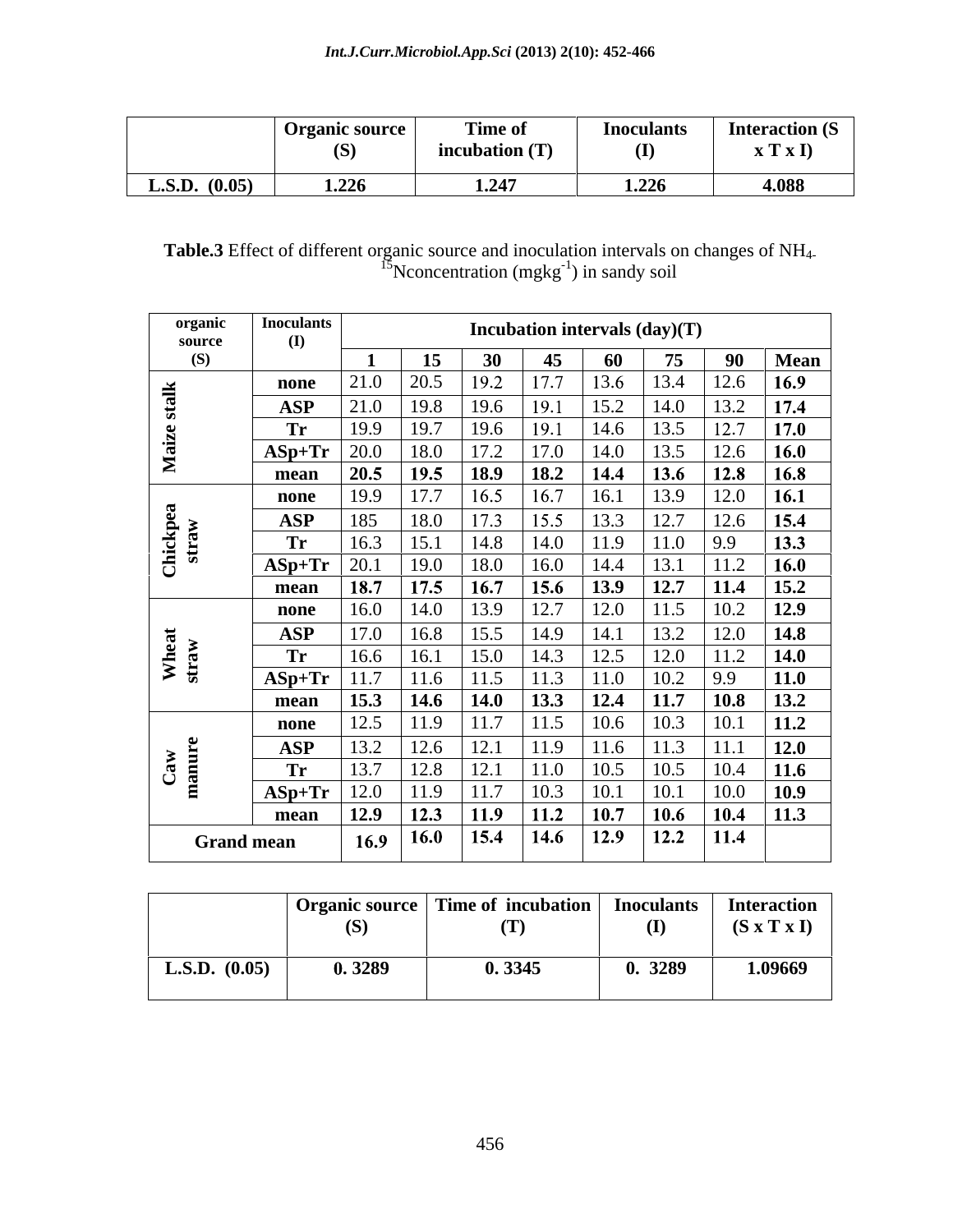| | Organic source (S) | Time of incubation (T) | Inoculants (I) | Interaction (S x T x I) |
|---|---|---|---|---|
| **L.S.D. (0.05)** | **1.226** | **1.247** | **1.226** | **4.088** |

**Table.3** Effect of different organic source and inoculation intervals on changes of $NH_4$-$^{15}N$concentration ($mgkg^{-1}$) in sandy soil

| organic source (S) | Inoculants (I) | Incubation intervals (day)(T) | | | | | | | |
|---|---|---|---|---|---|---|---|---|---|
| | | **1** | **15** | **30** | **45** | **60** | **75** | **90** | **Mean** |
| **Maize stalk** | **none** | 21.0 | 20.5 | 19.2 | 17.7 | 13.6 | 13.4 | 12.6 | **16.9** |
| | **ASP** | 21.0 | 19.8 | 19.6 | 19.1 | 15.2 | 14.0 | 13.2 | **17.4** |
| | **Tr** | 19.9 | 19.7 | 19.6 | 19.1 | 14.6 | 13.5 | 12.7 | **17.0** |
| | **ASp+Tr** | 20.0 | 18.0 | 17.2 | 17.0 | 14.0 | 13.5 | 12.6 | **16.0** |
| | **mean** | **20.5** | **19.5** | **18.9** | **18.2** | **14.4** | **13.6** | **12.8** | **16.8** |
| **Chickpea straw** | **none** | 19.9 | 17.7 | 16.5 | 16.7 | 16.1 | 13.9 | 12.0 | **16.1** |
| | **ASP** | 185 | 18.0 | 17.3 | 15.5 | 13.3 | 12.7 | 12.6 | **15.4** |
| | **Tr** | 16.3 | 15.1 | 14.8 | 14.0 | 11.9 | 11.0 | 9.9 | **13.3** |
| | **ASp+Tr** | 20.1 | 19.0 | 18.0 | 16.0 | 14.4 | 13.1 | 11.2 | **16.0** |
| | **mean** | **18.7** | **17.5** | **16.7** | **15.6** | **13.9** | **12.7** | **11.4** | **15.2** |
| **Wheat straw** | **none** | 16.0 | 14.0 | 13.9 | 12.7 | 12.0 | 11.5 | 10.2 | **12.9** |
| | **ASP** | 17.0 | 16.8 | 15.5 | 14.9 | 14.1 | 13.2 | 12.0 | **14.8** |
| | **Tr** | 16.6 | 16.1 | 15.0 | 14.3 | 12.5 | 12.0 | 11.2 | **14.0** |
| | **ASp+Tr** | 11.7 | 11.6 | 11.5 | 11.3 | 11.0 | 10.2 | 9.9 | **11.0** |
| | **mean** | **15.3** | **14.6** | **14.0** | **13.3** | **12.4** | **11.7** | **10.8** | **13.2** |
| **Caw manure** | **none** | 12.5 | 11.9 | 11.7 | 11.5 | 10.6 | 10.3 | 10.1 | **11.2** |
| | **ASP** | 13.2 | 12.6 | 12.1 | 11.9 | 11.6 | 11.3 | 11.1 | **12.0** |
| | **Tr** | 13.7 | 12.8 | 12.1 | 11.0 | 10.5 | 10.5 | 10.4 | **11.6** |
| | **ASp+Tr** | 12.0 | 11.9 | 11.7 | 10.3 | 10.1 | 10.1 | 10.0 | **10.9** |
| | **mean** | **12.9** | **12.3** | **11.9** | **11.2** | **10.7** | **10.6** | **10.4** | **11.3** |
| **Grand mean** | | **16.9** | **16.0** | **15.4** | **14.6** | **12.9** | **12.2** | **11.4** | |

| | Organic source (S) | Time of incubation (T) | Inoculants (I) | Interaction (S x T x I) |
|---|---|---|---|---|
| **L.S.D. (0.05)** | **0. 3289** | **0. 3345** | **0. 3289** | **1.09669** |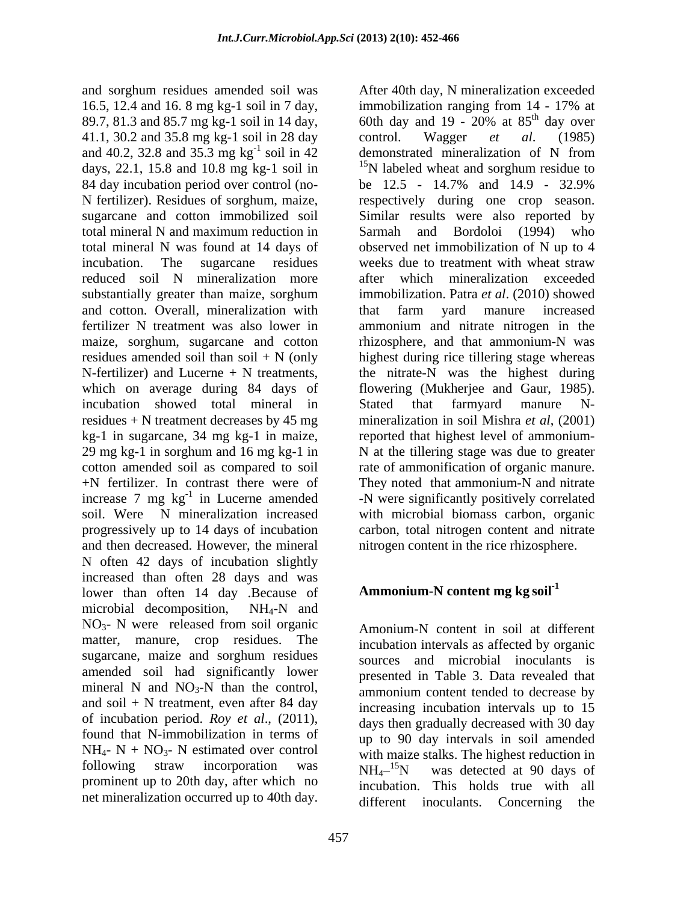and sorghum residues amended soil was 16.5, 12.4 and 16. 8 mg kg-1 soil in 7 day, 89.7, 81.3 and 85.7 mg kg-1 soil in 14 day, 41.1, 30.2 and 35.8 mg kg-1 soil in 28 day and 40.2, 32.8 and 35.3 mg $kg^{-1}$ soil in 42 days, 22.1, 15.8 and 10.8 mg kg-1 soil in 84 day incubation period over control (no-N fertilizer). Residues of sorghum, maize, sugarcane and cotton immobilized soil total mineral N and maximum reduction in total mineral N was found at 14 days of incubation. The sugarcane residues reduced soil N mineralization more substantially greater than maize, sorghum and cotton. Overall, mineralization with fertilizer N treatment was also lower in maize, sorghum, sugarcane and cotton residues amended soil than soil + N (only N-fertilizer) and Lucerne + N treatments, which on average during 84 days of incubation showed total mineral in residues + N treatment decreases by 45 mg kg-1 in sugarcane, 34 mg kg-1 in maize, 29 mg kg-1 in sorghum and 16 mg kg-1 in cotton amended soil as compared to soil +N fertilizer. In contrast there were of increase 7 mg $kg^{-1}$ in Lucerne amended soil. Were N mineralization increased progressively up to 14 days of incubation and then decreased. However, the mineral N often 42 days of incubation slightly increased than often 28 days and was lower than often 14 day .Because of microbial decomposition, $NH_4$-N and $NO_3$- N were released from soil organic matter, manure, crop residues. The sugarcane, maize and sorghum residues amended soil had significantly lower mineral N and $NO_3$-N than the control, and soil + N treatment, even after 84 day of incubation period. *Roy et al*., (2011), found that N-immobilization in terms of $NH_4$- N + $NO_3$- N estimated over control following straw incorporation was prominent up to 20th day, after which no net mineralization occurred up to 40th day. After 40th day, N mineralization exceeded immobilization ranging from 14 - 17% at 60th day and 19 - 20% at $85^{th}$ day over control. Wagger *et al*. (1985) demonstrated mineralization of N from $^{15}N$ labeled wheat and sorghum residue to be 12.5 - 14.7% and 14.9 - 32.9% respectively during one crop season. Similar results were also reported by Sarmah and Bordoloi (1994) who observed net immobilization of N up to 4 weeks due to treatment with wheat straw after which mineralization exceeded immobilization. Patra *et al*. (2010) showed that farm yard manure increased ammonium and nitrate nitrogen in the rhizosphere, and that ammonium-N was highest during rice tillering stage whereas the nitrate-N was the highest during flowering (Mukherjee and Gaur, 1985). Stated that farmyard manure N-mineralization in soil Mishra *et al*, (2001) reported that highest level of ammonium-N at the tillering stage was due to greater rate of ammonification of organic manure. They noted that ammonium-N and nitrate -N were significantly positively correlated with microbial biomass carbon, organic carbon, total nitrogen content and nitrate nitrogen content in the rice rhizosphere.

## Ammonium-N content mg kg $soil^{-1}$

Amonium-N content in soil at different incubation intervals as affected by organic sources and microbial inoculants is presented in Table 3. Data revealed that ammonium content tended to decrease by increasing incubation intervals up to 15 days then gradually decreased with 30 day up to 90 day intervals in soil amended with maize stalks. The highest reduction in $NH_4$–$^{15}N$ was detected at 90 days of incubation. This holds true with all different inoculants. Concerning the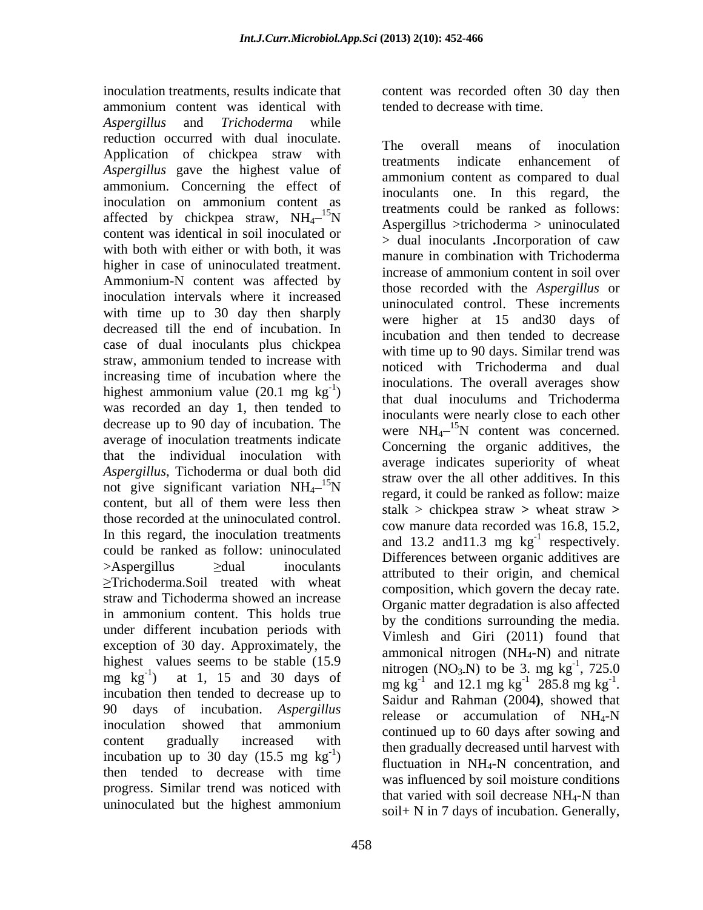inoculation treatments, results indicate that ammonium content was identical with *Aspergillus* and *Trichoderma* while reduction occurred with dual inoculate. Application of chickpea straw with *Aspergillus* gave the highest value of ammonium. Concerning the effect of inoculation on ammonium content as affected by chickpea straw, $NH_4$–$^{15}N$ content was identical in soil inoculated or with both with either or with both, it was higher in case of uninoculated treatment. Ammonium-N content was affected by inoculation intervals where it increased with time up to 30 day then sharply decreased till the end of incubation. In case of dual inoculants plus chickpea straw, ammonium tended to increase with increasing time of incubation where the highest ammonium value (20.1 mg $kg^{-1}$) was recorded an day 1, then tended to decrease up to 90 day of incubation. The average of inoculation treatments indicate that the individual inoculation with *Aspergillus*, Tichoderma or dual both did not give significant variation $NH_4$–$^{15}N$ content, but all of them were less then those recorded at the uninoculated control. In this regard, the inoculation treatments could be ranked as follow: uninoculated >Aspergillus ≥dual inoculants ≥Trichoderma.Soil treated with wheat straw and Tichoderma showed an increase in ammonium content. This holds true under different incubation periods with exception of 30 day. Approximately, the highest values seems to be stable (15.9 mg $kg^{-1}$) at 1, 15 and 30 days of incubation then tended to decrease up to 90 days of incubation. *Aspergillus* inoculation showed that ammonium content gradually increased with incubation up to 30 day (15.5 mg $kg^{-1}$) then tended to decrease with time progress. Similar trend was noticed with uninoculated but the highest ammonium content was recorded often 30 day then tended to decrease with time.

The overall means of inoculation treatments indicate enhancement of ammonium content as compared to dual inoculants one. In this regard, the treatments could be ranked as follows: Aspergillus >trichoderma > uninoculated > dual inoculants **.**Incorporation of caw manure in combination with Trichoderma increase of ammonium content in soil over those recorded with the *Aspergillus* or uninoculated control. These increments were higher at 15 and30 days of incubation and then tended to decrease with time up to 90 days. Similar trend was noticed with Trichoderma and dual inoculations. The overall averages show that dual inoculums and Trichoderma inoculants were nearly close to each other were $NH_4$–$^{15}N$ content was concerned. Concerning the organic additives, the average indicates superiority of wheat straw over the all other additives. In this regard, it could be ranked as follow: maize stalk > chickpea straw **>** wheat straw **>** cow manure data recorded was 16.8, 15.2, and 13.2 and11.3 mg $kg^{-1}$ respectively. Differences between organic additives are attributed to their origin, and chemical composition, which govern the decay rate. Organic matter degradation is also affected by the conditions surrounding the media. Vimlesh and Giri (2011) found that ammonical nitrogen ($NH_4$-N) and nitrate nitrogen ($NO_3$-N) to be 3. mg $kg^{-1}$, 725.0 mg $kg^{-1}$ and 12.1 mg $kg^{-1}$ 285.8 mg $kg^{-1}$. Saidur and Rahman (2004**)**, showed that release or accumulation of $NH_4$-N continued up to 60 days after sowing and then gradually decreased until harvest with fluctuation in $NH_4$-N concentration, and was influenced by soil moisture conditions that varied with soil decrease $NH_4$-N than soil+ N in 7 days of incubation. Generally,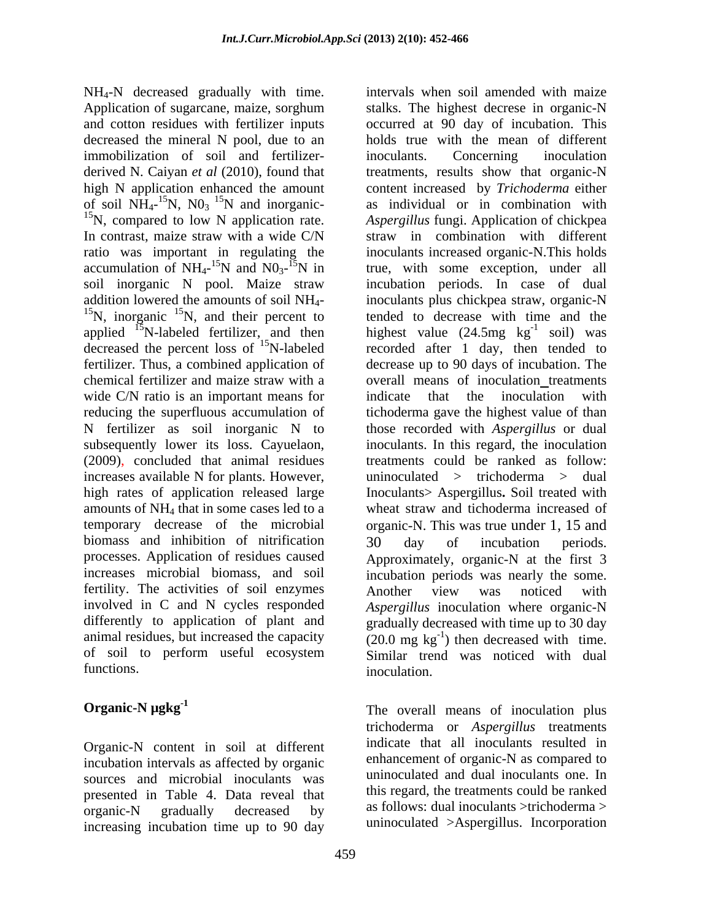$NH_4$-N decreased gradually with time. Application of sugarcane, maize, sorghum and cotton residues with fertilizer inputs decreased the mineral N pool, due to an immobilization of soil and fertilizer-derived N. Caiyan *et al* (2010), found that high N application enhanced the amount of soil $NH_4$-$^{15}N$, $N0_3$ $^{15}N$ and inorganic-$^{15}N$, compared to low N application rate. In contrast, maize straw with a wide C/N ratio was important in regulating the accumulation of $NH_4$-$^{15}N$ and $N0_3$-$^{15}N$ in soil inorganic N pool. Maize straw addition lowered the amounts of soil $NH_4$-$^{15}N$, inorganic $^{15}N$, and their percent to applied $^{15}N$-labeled fertilizer, and then decreased the percent loss of $^{15}N$-labeled fertilizer. Thus, a combined application of chemical fertilizer and maize straw with a wide C/N ratio is an important means for reducing the superfluous accumulation of N fertilizer as soil inorganic N to subsequently lower its loss. Cayuelaon, (2009), concluded that animal residues increases available N for plants. However, high rates of application released large amounts of $NH_4$ that in some cases led to a temporary decrease of the microbial biomass and inhibition of nitrification processes. Application of residues caused increases microbial biomass, and soil fertility. The activities of soil enzymes involved in C and N cycles responded differently to application of plant and animal residues, but increased the capacity of soil to perform useful ecosystem functions.

## Organic-N µgkg$^{-1}$

Organic-N content in soil at different incubation intervals as affected by organic sources and microbial inoculants was presented in Table 4. Data reveal that organic-N gradually decreased by increasing incubation time up to 90 day intervals when soil amended with maize stalks. The highest decrese in organic-N occurred at 90 day of incubation. This holds true with the mean of different inoculants. Concerning inoculation treatments, results show that organic-N content increased by *Trichoderma* either as individual or in combination with *Aspergillus* fungi. Application of chickpea straw in combination with different inoculants increased organic-N.This holds true, with some exception, under all incubation periods. In case of dual inoculants plus chickpea straw, organic-N tended to decrease with time and the highest value (24.5mg kg$^{-1}$ soil) was recorded after 1 day, then tended to decrease up to 90 days of incubation. The overall means of inoculation treatments indicate that the inoculation with tichoderma gave the highest value of than those recorded with *Aspergillus* or dual inoculants. In this regard, the inoculation treatments could be ranked as follow: uninoculated > trichoderma > dual Inoculants> Aspergillus**.** Soil treated with wheat straw and tichoderma increased of organic-N. This was true under 1, 15 and 30 day of incubation periods. Approximately, organic-N at the first 3 incubation periods was nearly the some. Another view was noticed with *Aspergillus* inoculation where organic-N gradually decreased with time up to 30 day (20.0 mg kg$^{-1}$) then decreased with time. Similar trend was noticed with dual inoculation.

The overall means of inoculation plus trichoderma or *Aspergillus* treatments indicate that all inoculants resulted in enhancement of organic-N as compared to uninoculated and dual inoculants one. In this regard, the treatments could be ranked as follows: dual inoculants >trichoderma > uninoculated >Aspergillus. Incorporation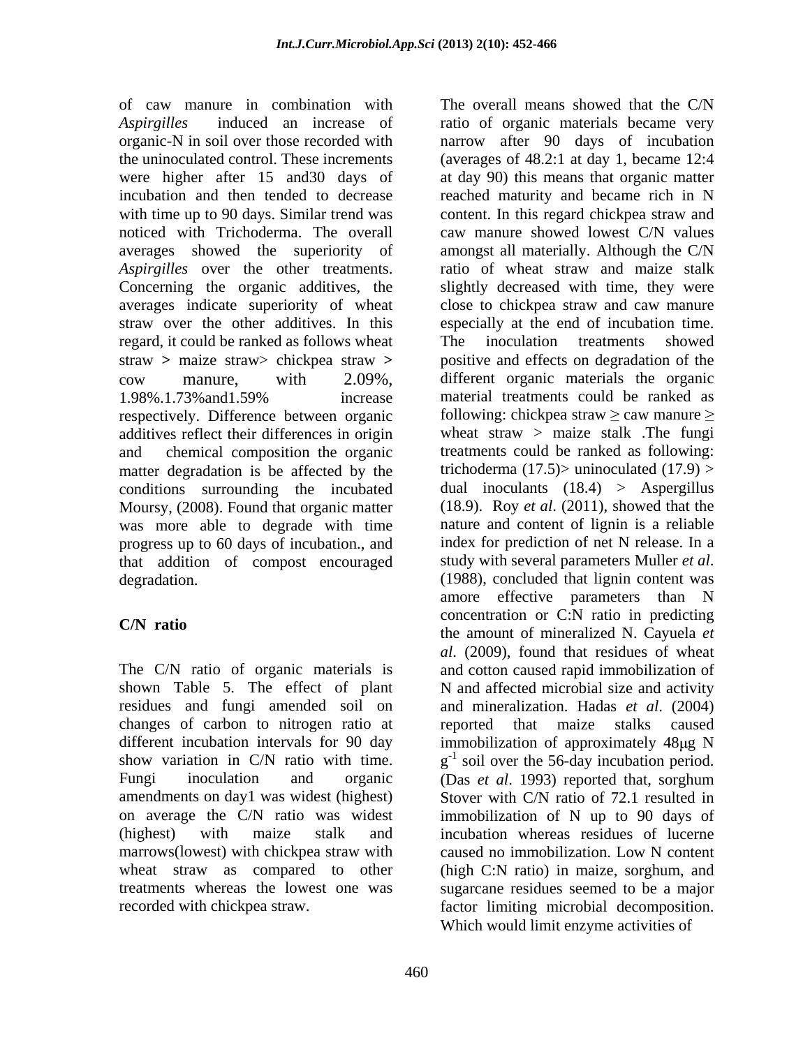of caw manure in combination with *Aspirgilles* induced an increase of organic-N in soil over those recorded with the uninoculated control. These increments were higher after 15 and30 days of incubation and then tended to decrease with time up to 90 days. Similar trend was noticed with Trichoderma. The overall averages showed the superiority of *Aspirgilles* over the other treatments. Concerning the organic additives, the averages indicate superiority of wheat straw over the other additives. In this regard, it could be ranked as follows wheat straw **>** maize straw> chickpea straw **>** cow manure, with 2.09%, 1.98%.1.73%and1.59% increase respectively. Difference between organic additives reflect their differences in origin and chemical composition the organic matter degradation is be affected by the conditions surrounding the incubated Moursy, (2008). Found that organic matter was more able to degrade with time progress up to 60 days of incubation., and that addition of compost encouraged degradation.

## C/N ratio

The C/N ratio of organic materials is shown Table 5. The effect of plant residues and fungi amended soil on changes of carbon to nitrogen ratio at different incubation intervals for 90 day show variation in C/N ratio with time. Fungi inoculation and organic amendments on day1 was widest (highest) on average the C/N ratio was widest (highest) with maize stalk and marrows(lowest) with chickpea straw with wheat straw as compared to other treatments whereas the lowest one was recorded with chickpea straw.

The overall means showed that the C/N ratio of organic materials became very narrow after 90 days of incubation (averages of 48.2:1 at day 1, became 12:4 at day 90) this means that organic matter reached maturity and became rich in N content. In this regard chickpea straw and caw manure showed lowest C/N values amongst all materially. Although the C/N ratio of wheat straw and maize stalk slightly decreased with time, they were close to chickpea straw and caw manure especially at the end of incubation time. The inoculation treatments showed positive and effects on degradation of the different organic materials the organic material treatments could be ranked as following: chickpea straw $\geq$ caw manure $\geq$ wheat straw > maize stalk .The fungi treatments could be ranked as following: trichoderma (17.5)> uninoculated (17.9) > dual inoculants (18.4) > Aspergillus (18.9). Roy *et al*. (2011), showed that the nature and content of lignin is a reliable index for prediction of net N release. In a study with several parameters Muller *et al*. (1988), concluded that lignin content was amore effective parameters than N concentration or C:N ratio in predicting the amount of mineralized N. Cayuela *et al*. (2009), found that residues of wheat and cotton caused rapid immobilization of N and affected microbial size and activity and mineralization. Hadas *et al*. (2004) reported that maize stalks caused immobilization of approximately 48μg N $g^{-1}$ soil over the 56-day incubation period. (Das *et al*. 1993) reported that, sorghum Stover with C/N ratio of 72.1 resulted in immobilization of N up to 90 days of incubation whereas residues of lucerne caused no immobilization. Low N content (high C:N ratio) in maize, sorghum, and sugarcane residues seemed to be a major factor limiting microbial decomposition. Which would limit enzyme activities of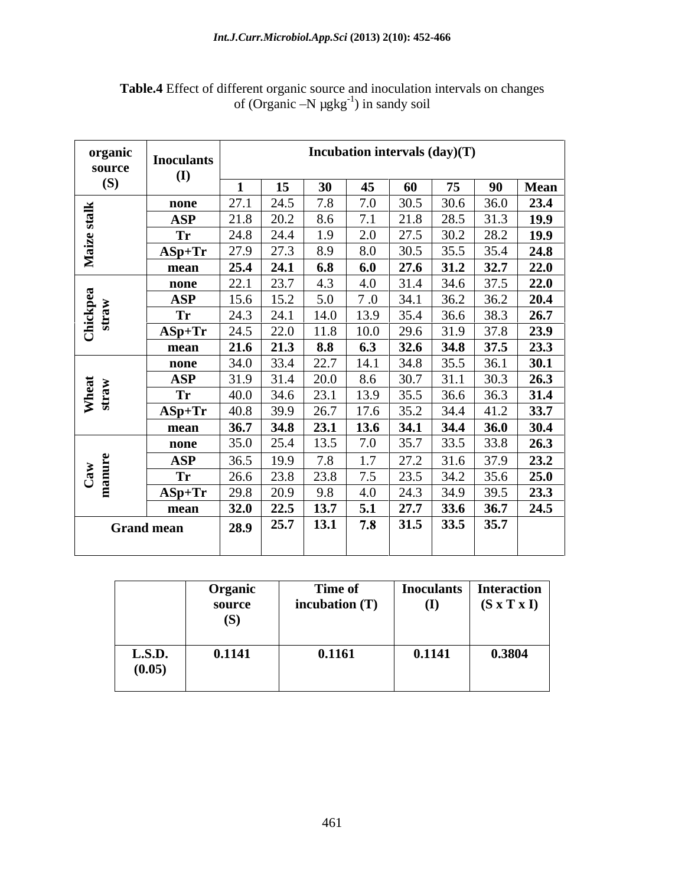**Table.4** Effect of different organic source and inoculation intervals on changes of (Organic –N µgkg$^{-1}$) in sandy soil

| organic source (S) | Inoculants (I) | Incubation intervals (day)(T) | | | | | | | |
|---|---|---|---|---|---|---|---|---|---|
| | | 1 | 15 | 30 | 45 | 60 | 75 | 90 | Mean |
| Maize stalk | none | 27.1 | 24.5 | 7.8 | 7.0 | 30.5 | 30.6 | 36.0 | **23.4** |
| | ASP | 21.8 | 20.2 | 8.6 | 7.1 | 21.8 | 28.5 | 31.3 | **19.9** |
| | Tr | 24.8 | 24.4 | 1.9 | 2.0 | 27.5 | 30.2 | 28.2 | **19.9** |
| | ASp+Tr | 27.9 | 27.3 | 8.9 | 8.0 | 30.5 | 35.5 | 35.4 | **24.8** |
| | **mean** | **25.4** | **24.1** | **6.8** | **6.0** | **27.6** | **31.2** | **32.7** | **22.0** |
| Chickpea straw | none | 22.1 | 23.7 | 4.3 | 4.0 | 31.4 | 34.6 | 37.5 | **22.0** |
| | ASP | 15.6 | 15.2 | 5.0 | 7 .0 | 34.1 | 36.2 | 36.2 | **20.4** |
| | Tr | 24.3 | 24.1 | 14.0 | 13.9 | 35.4 | 36.6 | 38.3 | **26.7** |
| | ASp+Tr | 24.5 | 22.0 | 11.8 | 10.0 | 29.6 | 31.9 | 37.8 | **23.9** |
| | **mean** | **21.6** | **21.3** | **8.8** | **6.3** | **32.6** | **34.8** | **37.5** | **23.3** |
| Wheat straw | none | 34.0 | 33.4 | 22.7 | 14.1 | 34.8 | 35.5 | 36.1 | **30.1** |
| | ASP | 31.9 | 31.4 | 20.0 | 8.6 | 30.7 | 31.1 | 30.3 | **26.3** |
| | Tr | 40.0 | 34.6 | 23.1 | 13.9 | 35.5 | 36.6 | 36.3 | **31.4** |
| | ASp+Tr | 40.8 | 39.9 | 26.7 | 17.6 | 35.2 | 34.4 | 41.2 | **33.7** |
| | **mean** | **36.7** | **34.8** | **23.1** | **13.6** | **34.1** | **34.4** | **36.0** | **30.4** |
| Caw manure | none | 35.0 | 25.4 | 13.5 | 7.0 | 35.7 | 33.5 | 33.8 | **26.3** |
| | ASP | 36.5 | 19.9 | 7.8 | 1.7 | 27.2 | 31.6 | 37.9 | **23.2** |
| | Tr | 26.6 | 23.8 | 23.8 | 7.5 | 23.5 | 34.2 | 35.6 | **25.0** |
| | ASp+Tr | 29.8 | 20.9 | 9.8 | 4.0 | 24.3 | 34.9 | 39.5 | **23.3** |
| | **mean** | **32.0** | **22.5** | **13.7** | **5.1** | **27.7** | **33.6** | **36.7** | **24.5** |
| **Grand mean** | | **28.9** | **25.7** | **13.1** | **7.8** | **31.5** | **33.5** | **35.7** | |

| | Organic source (S) | Time of incubation (T) | Inoculants (I) | Interaction (S x T x I) |
|---|---|---|---|---|
| **L.S.D. (0.05)** | **0.1141** | **0.1161** | **0.1141** | **0.3804** |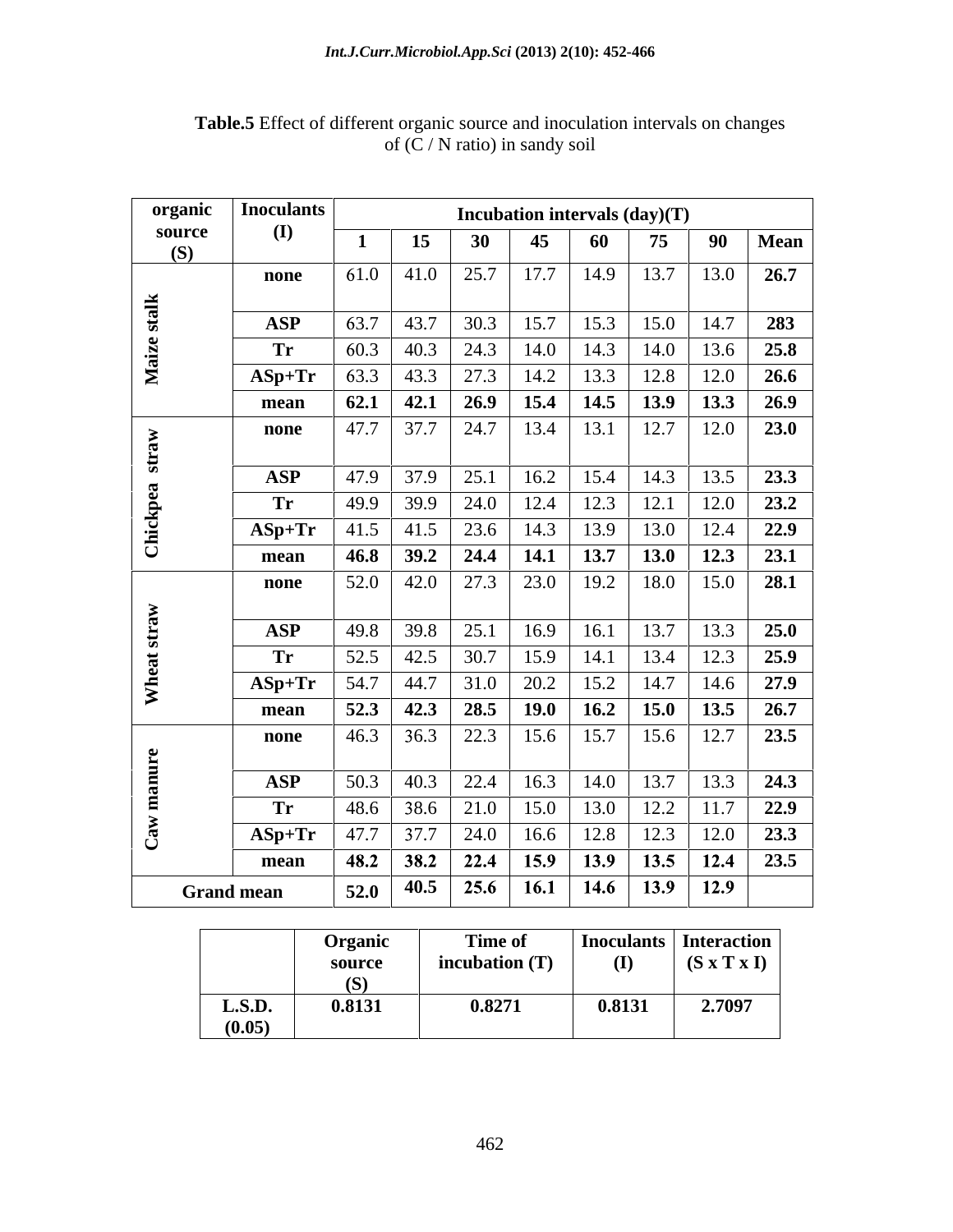**Table.5** Effect of different organic source and inoculation intervals on changes of (C / N ratio) in sandy soil

| organic source (S) | Inoculants (I) | Incubation intervals (day)(T) | | | | | | | |
|---|---|---|---|---|---|---|---|---|---|
| | | 1 | 15 | 30 | 45 | 60 | 75 | 90 | Mean |
| Maize stalk | none | 61.0 | 41.0 | 25.7 | 17.7 | 14.9 | 13.7 | 13.0 | **26.7** |
| | ASP | 63.7 | 43.7 | 30.3 | 15.7 | 15.3 | 15.0 | 14.7 | **283** |
| | Tr | 60.3 | 40.3 | 24.3 | 14.0 | 14.3 | 14.0 | 13.6 | **25.8** |
| | ASp+Tr | 63.3 | 43.3 | 27.3 | 14.2 | 13.3 | 12.8 | 12.0 | **26.6** |
| | **mean** | **62.1** | **42.1** | **26.9** | **15.4** | **14.5** | **13.9** | **13.3** | **26.9** |
| Chickpea straw | none | 47.7 | 37.7 | 24.7 | 13.4 | 13.1 | 12.7 | 12.0 | **23.0** |
| | ASP | 47.9 | 37.9 | 25.1 | 16.2 | 15.4 | 14.3 | 13.5 | **23.3** |
| | Tr | 49.9 | 39.9 | 24.0 | 12.4 | 12.3 | 12.1 | 12.0 | **23.2** |
| | ASp+Tr | 41.5 | 41.5 | 23.6 | 14.3 | 13.9 | 13.0 | 12.4 | **22.9** |
| | **mean** | **46.8** | **39.2** | **24.4** | **14.1** | **13.7** | **13.0** | **12.3** | **23.1** |
| Wheat straw | none | 52.0 | 42.0 | 27.3 | 23.0 | 19.2 | 18.0 | 15.0 | **28.1** |
| | ASP | 49.8 | 39.8 | 25.1 | 16.9 | 16.1 | 13.7 | 13.3 | **25.0** |
| | Tr | 52.5 | 42.5 | 30.7 | 15.9 | 14.1 | 13.4 | 12.3 | **25.9** |
| | ASp+Tr | 54.7 | 44.7 | 31.0 | 20.2 | 15.2 | 14.7 | 14.6 | **27.9** |
| | **mean** | **52.3** | **42.3** | **28.5** | **19.0** | **16.2** | **15.0** | **13.5** | **26.7** |
| Caw manure | none | 46.3 | 36.3 | 22.3 | 15.6 | 15.7 | 15.6 | 12.7 | **23.5** |
| | ASP | 50.3 | 40.3 | 22.4 | 16.3 | 14.0 | 13.7 | 13.3 | **24.3** |
| | Tr | 48.6 | 38.6 | 21.0 | 15.0 | 13.0 | 12.2 | 11.7 | **22.9** |
| | ASp+Tr | 47.7 | 37.7 | 24.0 | 16.6 | 12.8 | 12.3 | 12.0 | **23.3** |
| | **mean** | **48.2** | **38.2** | **22.4** | **15.9** | **13.9** | **13.5** | **12.4** | **23.5** |
| **Grand mean** | | **52.0** | **40.5** | **25.6** | **16.1** | **14.6** | **13.9** | **12.9** | |

| | Organic source (S) | Time of incubation (T) | Inoculants (I) | Interaction (S x T x I) |
|---|---|---|---|---|
| **L.S.D. (0.05)** | **0.8131** | **0.8271** | **0.8131** | **2.7097** |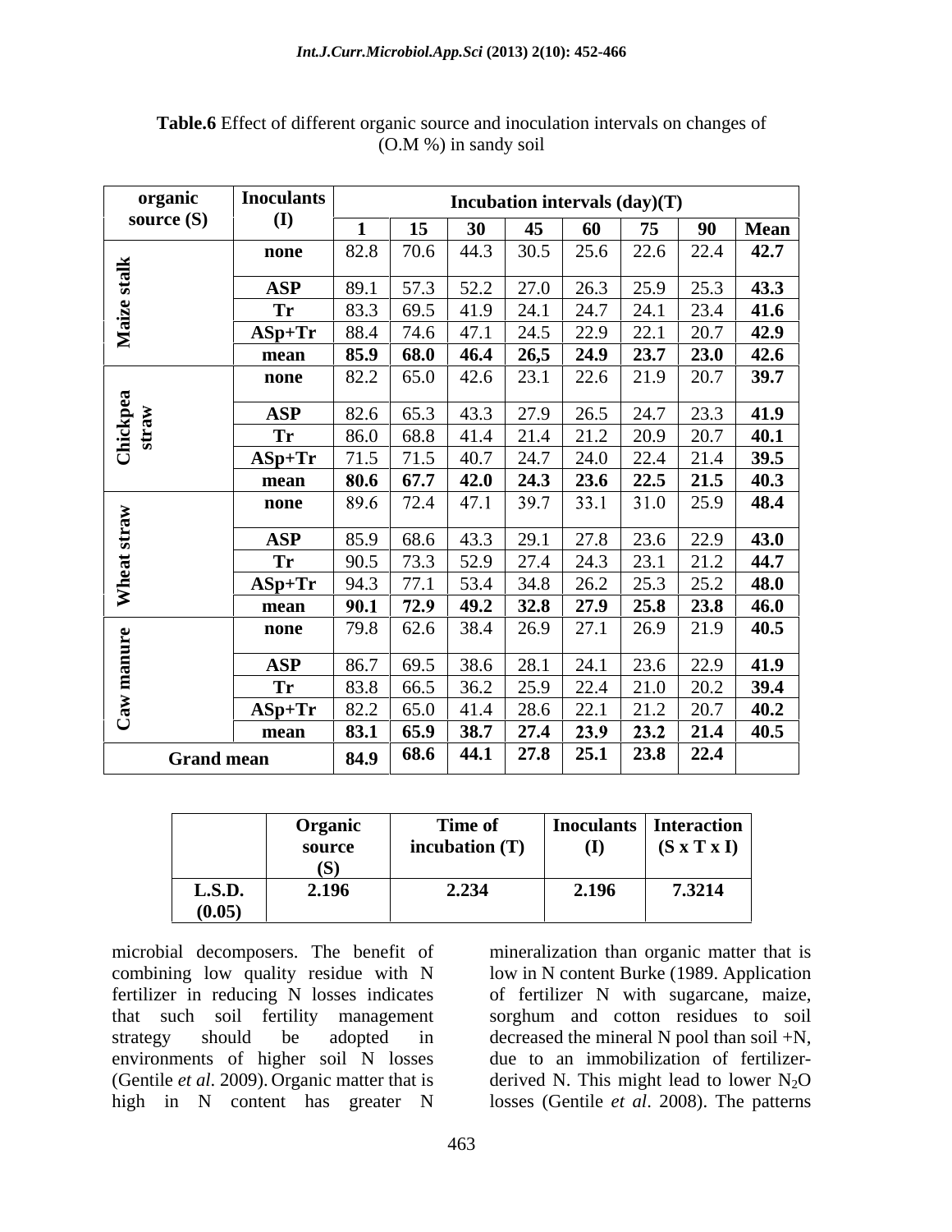**Table.6** Effect of different organic source and inoculation intervals on changes of (O.M %) in sandy soil

| organic source (S) | Inoculants (I) | Incubation intervals (day)(T) | | | | | | | |
|---|---|---|---|---|---|---|---|---|---|
| | | **1** | **15** | **30** | **45** | **60** | **75** | **90** | **Mean** |
| **Maize stalk** | **none** | 82.8 | 70.6 | 44.3 | 30.5 | 25.6 | 22.6 | 22.4 | **42.7** |
| | **ASP** | 89.1 | 57.3 | 52.2 | 27.0 | 26.3 | 25.9 | 25.3 | **43.3** |
| | **Tr** | 83.3 | 69.5 | 41.9 | 24.1 | 24.7 | 24.1 | 23.4 | **41.6** |
| | **ASp+Tr** | 88.4 | 74.6 | 47.1 | 24.5 | 22.9 | 22.1 | 20.7 | **42.9** |
| | **mean** | **85.9** | **68.0** | **46.4** | **26,5** | **24.9** | **23.7** | **23.0** | **42.6** |
| **Chickpea straw** | **none** | 82.2 | 65.0 | 42.6 | 23.1 | 22.6 | 21.9 | 20.7 | **39.7** |
| | **ASP** | 82.6 | 65.3 | 43.3 | 27.9 | 26.5 | 24.7 | 23.3 | **41.9** |
| | **Tr** | 86.0 | 68.8 | 41.4 | 21.4 | 21.2 | 20.9 | 20.7 | **40.1** |
| | **ASp+Tr** | 71.5 | 71.5 | 40.7 | 24.7 | 24.0 | 22.4 | 21.4 | **39.5** |
| | **mean** | **80.6** | **67.7** | **42.0** | **24.3** | **23.6** | **22.5** | **21.5** | **40.3** |
| **Wheat straw** | **none** | 89.6 | 72.4 | 47.1 | 39.7 | 33.1 | 31.0 | 25.9 | **48.4** |
| | **ASP** | 85.9 | 68.6 | 43.3 | 29.1 | 27.8 | 23.6 | 22.9 | **43.0** |
| | **Tr** | 90.5 | 73.3 | 52.9 | 27.4 | 24.3 | 23.1 | 21.2 | **44.7** |
| | **ASp+Tr** | 94.3 | 77.1 | 53.4 | 34.8 | 26.2 | 25.3 | 25.2 | **48.0** |
| | **mean** | **90.1** | **72.9** | **49.2** | **32.8** | **27.9** | **25.8** | **23.8** | **46.0** |
| **Caw manure** | **none** | 79.8 | 62.6 | 38.4 | 26.9 | 27.1 | 26.9 | 21.9 | **40.5** |
| | **ASP** | 86.7 | 69.5 | 38.6 | 28.1 | 24.1 | 23.6 | 22.9 | **41.9** |
| | **Tr** | 83.8 | 66.5 | 36.2 | 25.9 | 22.4 | 21.0 | 20.2 | **39.4** |
| | **ASp+Tr** | 82.2 | 65.0 | 41.4 | 28.6 | 22.1 | 21.2 | 20.7 | **40.2** |
| | **mean** | **83.1** | **65.9** | **38.7** | **27.4** | **23.9** | **23.2** | **21.4** | **40.5** |
| **Grand mean** | | **84.9** | **68.6** | **44.1** | **27.8** | **25.1** | **23.8** | **22.4** | |

| | Organic source (S) | Time of incubation (T) | Inoculants (I) | Interaction (S x T x I) |
|---|---|---|---|---|
| **L.S.D. (0.05)** | **2.196** | **2.234** | **2.196** | **7.3214** |

microbial decomposers. The benefit of combining low quality residue with N fertilizer in reducing N losses indicates that such soil fertility management strategy should be adopted in environments of higher soil N losses (Gentile *et al*. 2009). Organic matter that is high in N content has greater N mineralization than organic matter that is low in N content Burke (1989. Application of fertilizer N with sugarcane, maize, sorghum and cotton residues to soil decreased the mineral N pool than soil +N, due to an immobilization of fertilizer-derived N. This might lead to lower $N_2O$ losses (Gentile *et al*. 2008). The patterns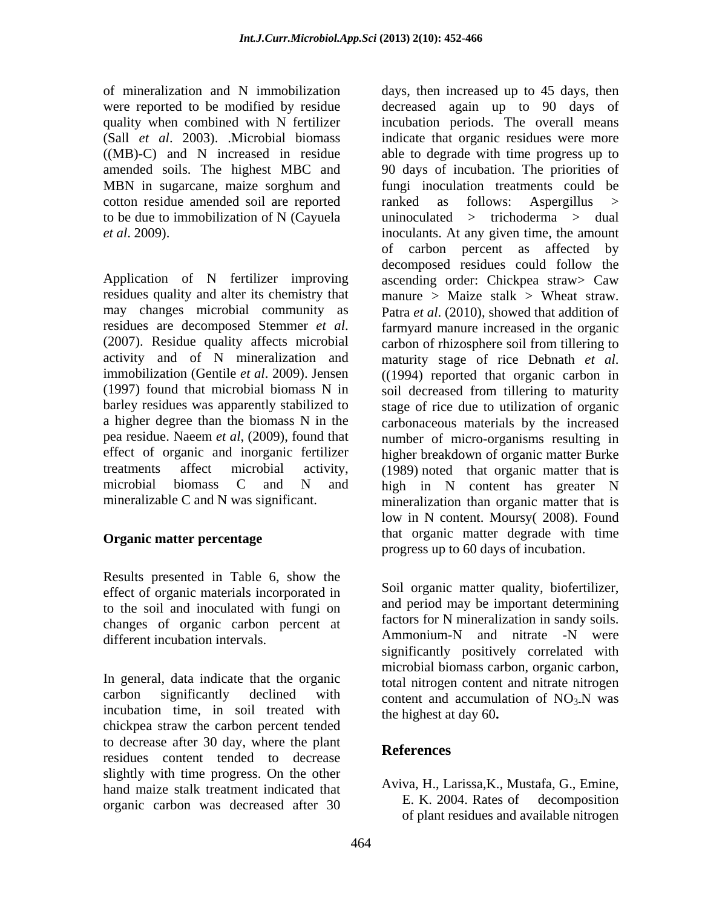of mineralization and N immobilization were reported to be modified by residue quality when combined with N fertilizer (Sall *et al*. 2003). .Microbial biomass ((MB)-C) and N increased in residue amended soils. The highest MBC and MBN in sugarcane, maize sorghum and cotton residue amended soil are reported to be due to immobilization of N (Cayuela *et al*. 2009).

Application of N fertilizer improving residues quality and alter its chemistry that may changes microbial community as residues are decomposed Stemmer *et al*. (2007). Residue quality affects microbial activity and of N mineralization and immobilization (Gentile *et al*. 2009). Jensen (1997) found that microbial biomass N in barley residues was apparently stabilized to a higher degree than the biomass N in the pea residue. Naeem *et al*, (2009), found that effect of organic and inorganic fertilizer treatments affect microbial activity, microbial biomass C and N and mineralizable C and N was significant.

## Organic matter percentage

Results presented in Table 6, show the effect of organic materials incorporated in to the soil and inoculated with fungi on changes of organic carbon percent at different incubation intervals.

In general, data indicate that the organic carbon significantly declined with incubation time, in soil treated with chickpea straw the carbon percent tended to decrease after 30 day, where the plant residues content tended to decrease slightly with time progress. On the other hand maize stalk treatment indicated that organic carbon was decreased after 30 days, then increased up to 45 days, then decreased again up to 90 days of incubation periods. The overall means indicate that organic residues were more able to degrade with time progress up to 90 days of incubation. The priorities of fungi inoculation treatments could be ranked as follows: Aspergillus > uninoculated > trichoderma > dual inoculants. At any given time, the amount of carbon percent as affected by decomposed residues could follow the ascending order: Chickpea straw> Caw manure > Maize stalk > Wheat straw. Patra *et al*. (2010), showed that addition of farmyard manure increased in the organic carbon of rhizosphere soil from tillering to maturity stage of rice Debnath *et al*. ((1994) reported that organic carbon in soil decreased from tillering to maturity stage of rice due to utilization of organic carbonaceous materials by the increased number of micro-organisms resulting in higher breakdown of organic matter Burke (1989) noted that organic matter that is high in N content has greater N mineralization than organic matter that is low in N content. Moursy( 2008). Found that organic matter degrade with time progress up to 60 days of incubation.

Soil organic matter quality, biofertilizer, and period may be important determining factors for N mineralization in sandy soils. Ammonium-N and nitrate -N were significantly positively correlated with microbial biomass carbon, organic carbon, total nitrogen content and nitrate nitrogen content and accumulation of $NO_3$-N was the highest at day 60**.**

## References

Aviva, H., Larissa,K., Mustafa, G., Emine, E. K. 2004. Rates of decomposition of plant residues and available nitrogen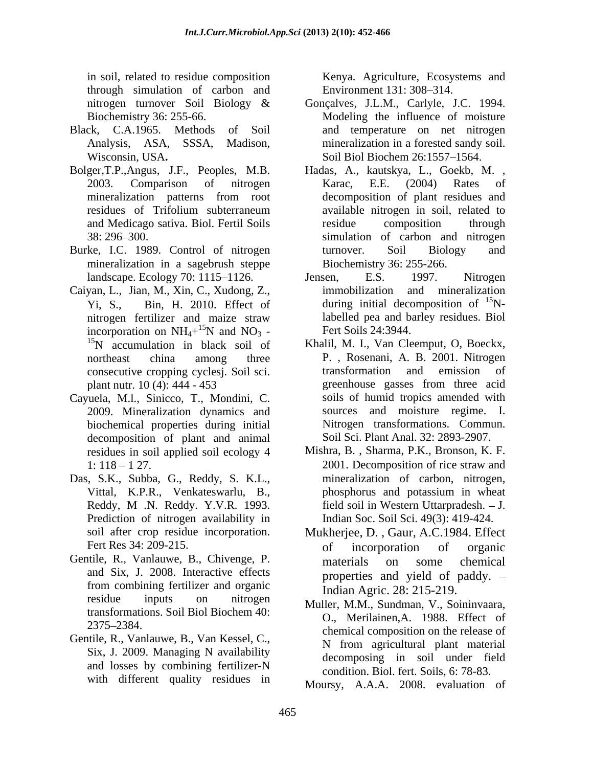in soil, related to residue composition through simulation of carbon and nitrogen turnover Soil Biology & Biochemistry 36: 255-66.

Black, C.A.1965. Methods of Soil Analysis, ASA, SSSA, Madison, Wisconsin, USA**.**

Bolger,T.P.,Angus, J.F., Peoples, M.B. 2003. Comparison of nitrogen mineralization patterns from root residues of Trifolium subterraneum and Medicago sativa. Biol. Fertil Soils 38: 296–300.

Burke, I.C. 1989. Control of nitrogen mineralization in a sagebrush steppe landscape. Ecology 70: 1115–1126.

Caiyan, L., Jian, M., Xin, C., Xudong, Z., Yi, S., Bin, H. 2010. Effect of nitrogen fertilizer and maize straw incorporation on $NH_4$+$^{15}N$ and $NO_3$ - $^{15}N$ accumulation in black soil of northeast china among three consecutive cropping cyclesj. Soil sci. plant nutr. 10 (4): 444 - 453

Cayuela, M.l., Sinicco, T., Mondini, C. 2009. Mineralization dynamics and biochemical properties during initial decomposition of plant and animal residues in soil applied soil ecology 4 1: 118 – 1 27.

Das, S.K., Subba, G., Reddy, S. K.L., Vittal, K.P.R., Venkateswarlu, B., Reddy, M .N. Reddy. Y.V.R. 1993. Prediction of nitrogen availability in soil after crop residue incorporation. Fert Res 34: 209-215.

Gentile, R., Vanlauwe, B., Chivenge, P. and Six, J. 2008. Interactive effects from combining fertilizer and organic residue inputs on nitrogen transformations. Soil Biol Biochem 40: 2375–2384.

Gentile, R., Vanlauwe, B., Van Kessel, C., Six, J. 2009. Managing N availability and losses by combining fertilizer-N with different quality residues in Kenya. Agriculture, Ecosystems and Environment 131: 308–314.

Gonçalves, J.L.M., Carlyle, J.C. 1994. Modeling the influence of moisture and temperature on net nitrogen mineralization in a forested sandy soil. Soil Biol Biochem 26:1557–1564.

Hadas, A., kautskya, L., Goekb, M. , Karac, E.E. (2004) Rates of decomposition of plant residues and available nitrogen in soil, related to residue composition through simulation of carbon and nitrogen turnover. Soil Biology and Biochemistry 36: 255-266.

Jensen, E.S. 1997. Nitrogen immobilization and mineralization during initial decomposition of $^{15}N$-labelled pea and barley residues. Biol Fert Soils 24:3944.

Khalil, M. I., Van Cleemput, O, Boeckx, P. , Rosenani, A. B. 2001. Nitrogen transformation and emission of greenhouse gasses from three acid soils of humid tropics amended with sources and moisture regime. I. Nitrogen transformations. Commun. Soil Sci. Plant Anal. 32: 2893-2907.

Mishra, B. , Sharma, P.K., Bronson, K. F. 2001. Decomposition of rice straw and mineralization of carbon, nitrogen, phosphorus and potassium in wheat field soil in Western Uttarpradesh. – J. Indian Soc. Soil Sci. 49(3): 419-424.

Mukherjee, D. , Gaur, A.C.1984. Effect of incorporation of organic materials on some chemical properties and yield of paddy. – Indian Agric. 28: 215-219.

Muller, M.M., Sundman, V., Soininvaara, O., Merilainen,A. 1988. Effect of chemical composition on the release of N from agricultural plant material decomposing in soil under field condition. Biol. fert. Soils, 6: 78-83.

Moursy, A.A.A. 2008. evaluation of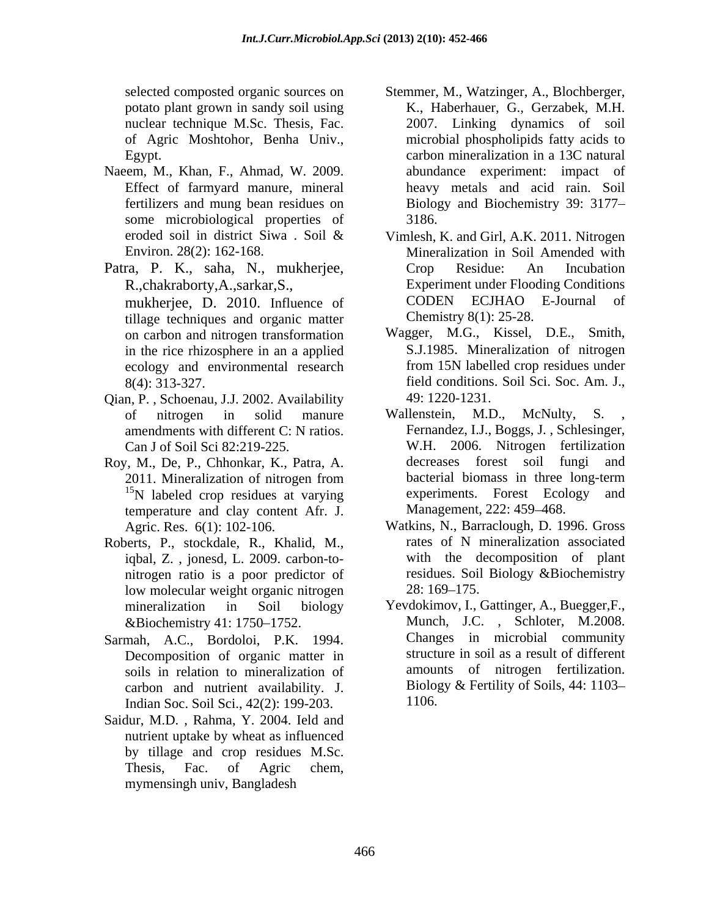selected composted organic sources on potato plant grown in sandy soil using nuclear technique M.Sc. Thesis, Fac. of Agric Moshtohor, Benha Univ., Egypt.

Naeem, M., Khan, F., Ahmad, W. 2009. Effect of farmyard manure, mineral fertilizers and mung bean residues on some microbiological properties of eroded soil in district Siwa . Soil & Environ. 28(2): 162-168.

Patra, P. K., saha, N., mukherjee, R.,chakraborty,A.,sarkar,S., mukherjee, D. 2010. Influence of tillage techniques and organic matter on carbon and nitrogen transformation in the rice rhizosphere in an a applied ecology and environmental research 8(4): 313-327.

Qian, P. , Schoenau, J.J. 2002. Availability of nitrogen in solid manure amendments with different C: N ratios. Can J of Soil Sci 82:219-225.

Roy, M., De, P., Chhonkar, K., Patra, A. 2011. Mineralization of nitrogen from $^{15}$N labeled crop residues at varying temperature and clay content Afr. J. Agric. Res. 6(1): 102-106.

Roberts, P., stockdale, R., Khalid, M., iqbal, Z. , jonesd, L. 2009. carbon-to-nitrogen ratio is a poor predictor of low molecular weight organic nitrogen mineralization in Soil biology &Biochemistry 41: 1750–1752.

Sarmah, A.C., Bordoloi, P.K. 1994. Decomposition of organic matter in soils in relation to mineralization of carbon and nutrient availability. J. Indian Soc. Soil Sci., 42(2): 199-203.

Saidur, M.D. , Rahma, Y. 2004. Ield and nutrient uptake by wheat as influenced by tillage and crop residues M.Sc. Thesis, Fac. of Agric chem, mymensingh univ, Bangladesh

Stemmer, M., Watzinger, A., Blochberger, K., Haberhauer, G., Gerzabek, M.H. 2007. Linking dynamics of soil microbial phospholipids fatty acids to carbon mineralization in a 13C natural abundance experiment: impact of heavy metals and acid rain. Soil Biology and Biochemistry 39: 3177–3186.

Vimlesh, K. and Girl, A.K. 2011. Nitrogen Mineralization in Soil Amended with Crop Residue: An Incubation Experiment under Flooding Conditions CODEN ECJHAO E-Journal of Chemistry 8(1): 25-28.

Wagger, M.G., Kissel, D.E., Smith, S.J.1985. Mineralization of nitrogen from 15N labelled crop residues under field conditions. Soil Sci. Soc. Am. J., 49: 1220-1231.

Wallenstein, M.D., McNulty, S. , Fernandez, I.J., Boggs, J. , Schlesinger, W.H. 2006. Nitrogen fertilization decreases forest soil fungi and bacterial biomass in three long-term experiments. Forest Ecology and Management, 222: 459–468.

Watkins, N., Barraclough, D. 1996. Gross rates of N mineralization associated with the decomposition of plant residues. Soil Biology &Biochemistry 28: 169–175.

Yevdokimov, I., Gattinger, A., Buegger,F., Munch, J.C. , Schloter, M.2008. Changes in microbial community structure in soil as a result of different amounts of nitrogen fertilization. Biology & Fertility of Soils, 44: 1103–1106.